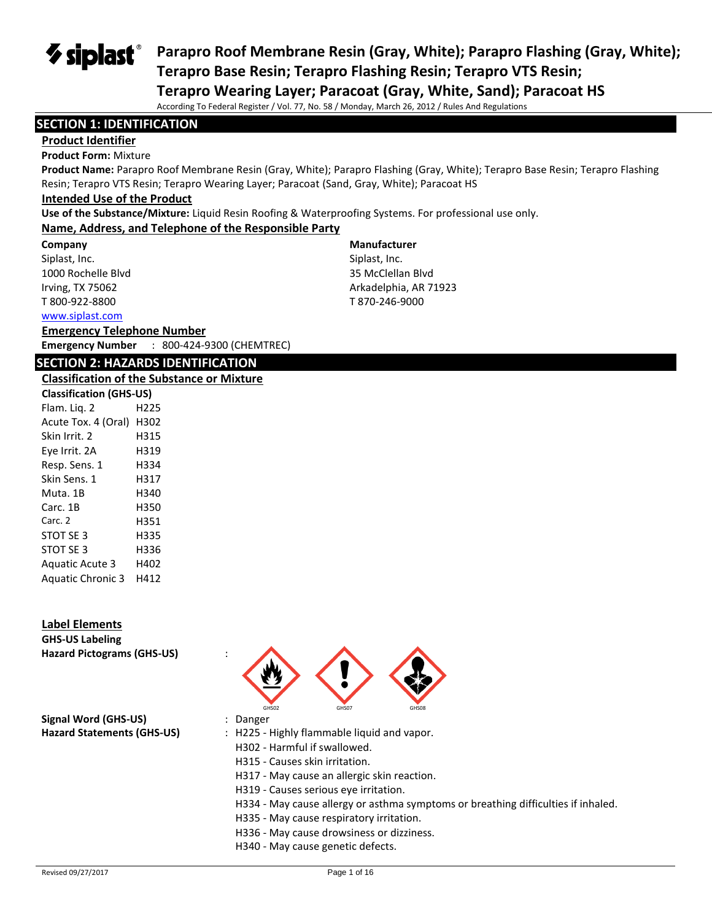# Parapro Roof Membrane Resin (Gray, White); Parapro Flashing (Gray, White); Terapro Base Resin; Terapro Flashing Resin; Terapro VTS Resin; Terapro Wearing Layer; Paracoat (Gray, White, Sand); Paracoat HS

According To Federal Register / Vol. 77, No. 58 / Monday, March 26, 2012 / Rules And Regulations

## SECTION 1: IDENTIFICATION

### Product Identifier

**Product Form:** Mixture

**Product Name:** Parapro Roof Membrane Resin (Gray, White); Parapro Flashing (Gray, White); Terapro Base Resin; Terapro Flashing Resin; Terapro VTS Resin; Terapro Wearing Layer; Paracoat (Sand, Gray, White); Paracoat HS

### Intended Use of the Product

**Use of the Substance/Mixture:** Liquid Resin Roofing & Waterproofing Systems. For professional use only.

### Name, Address, and Telephone of the Responsible Party

**Company**
Siplast, Inc.
1000 Rochelle Blvd
Irving, TX 75062
T 800-922-8800
www.siplast.com

**Manufacturer**
Siplast, Inc.
35 McClellan Blvd
Arkadelphia, AR 71923
T 870-246-9000

### Emergency Telephone Number

**Emergency Number** : 800-424-9300 (CHEMTREC)

## SECTION 2: HAZARDS IDENTIFICATION

### Classification of the Substance or Mixture

**Classification (GHS-US)**

| | |
|---|---|
| Flam. Liq. 2 | H225 |
| Acute Tox. 4 (Oral) | H302 |
| Skin Irrit. 2 | H315 |
| Eye Irrit. 2A | H319 |
| Resp. Sens. 1 | H334 |
| Skin Sens. 1 | H317 |
| Muta. 1B | H340 |
| Carc. 1B | H350 |
| Carc. 2 | H351 |
| STOT SE 3 | H335 |
| STOT SE 3 | H336 |
| Aquatic Acute 3 | H402 |
| Aquatic Chronic 3 | H412 |

### Label Elements

**GHS-US Labeling**

**Hazard Pictograms (GHS-US)** :

GHS02 GHS07 GHS08

**Signal Word (GHS-US)** : Danger

**Hazard Statements (GHS-US)** : H225 - Highly flammable liquid and vapor.
H302 - Harmful if swallowed.
H315 - Causes skin irritation.
H317 - May cause an allergic skin reaction.
H319 - Causes serious eye irritation.
H334 - May cause allergy or asthma symptoms or breathing difficulties if inhaled.
H335 - May cause respiratory irritation.
H336 - May cause drowsiness or dizziness.
H340 - May cause genetic defects.

Revised 09/27/2017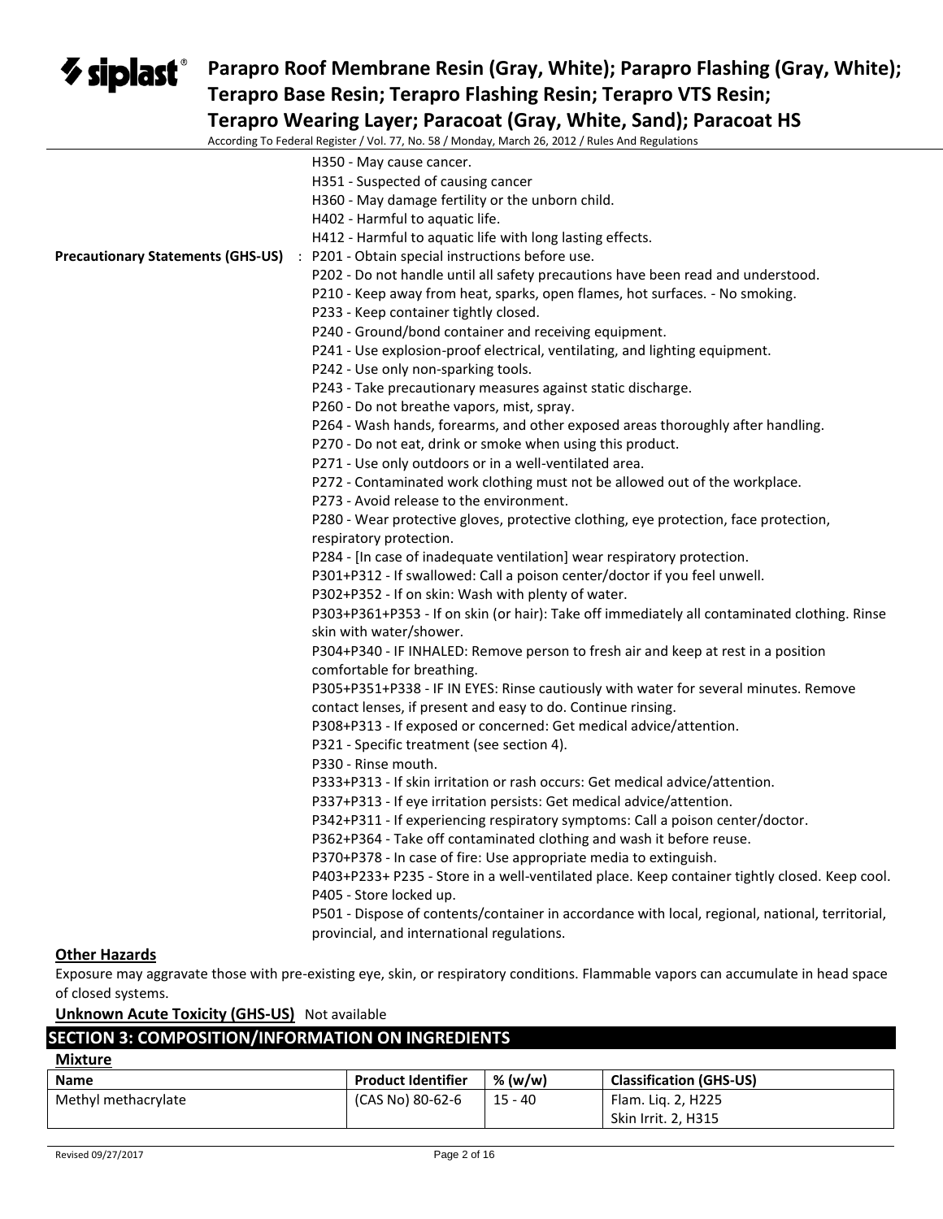H350 - May cause cancer.
H351 - Suspected of causing cancer
H360 - May damage fertility or the unborn child.
H402 - Harmful to aquatic life.
H412 - Harmful to aquatic life with long lasting effects.

**Precautionary Statements (GHS-US)** : P201 - Obtain special instructions before use.
P202 - Do not handle until all safety precautions have been read and understood.
P210 - Keep away from heat, sparks, open flames, hot surfaces. - No smoking.
P233 - Keep container tightly closed.
P240 - Ground/bond container and receiving equipment.
P241 - Use explosion-proof electrical, ventilating, and lighting equipment.
P242 - Use only non-sparking tools.
P243 - Take precautionary measures against static discharge.
P260 - Do not breathe vapors, mist, spray.
P264 - Wash hands, forearms, and other exposed areas thoroughly after handling.
P270 - Do not eat, drink or smoke when using this product.
P271 - Use only outdoors or in a well-ventilated area.
P272 - Contaminated work clothing must not be allowed out of the workplace.
P273 - Avoid release to the environment.
P280 - Wear protective gloves, protective clothing, eye protection, face protection, respiratory protection.
P284 - [In case of inadequate ventilation] wear respiratory protection.
P301+P312 - If swallowed: Call a poison center/doctor if you feel unwell.
P302+P352 - If on skin: Wash with plenty of water.
P303+P361+P353 - If on skin (or hair): Take off immediately all contaminated clothing. Rinse skin with water/shower.
P304+P340 - IF INHALED: Remove person to fresh air and keep at rest in a position comfortable for breathing.
P305+P351+P338 - IF IN EYES: Rinse cautiously with water for several minutes. Remove contact lenses, if present and easy to do. Continue rinsing.
P308+P313 - If exposed or concerned: Get medical advice/attention.
P321 - Specific treatment (see section 4).
P330 - Rinse mouth.
P333+P313 - If skin irritation or rash occurs: Get medical advice/attention.
P337+P313 - If eye irritation persists: Get medical advice/attention.
P342+P311 - If experiencing respiratory symptoms: Call a poison center/doctor.
P362+P364 - Take off contaminated clothing and wash it before reuse.
P370+P378 - In case of fire: Use appropriate media to extinguish.
P403+P233+ P235 - Store in a well-ventilated place. Keep container tightly closed. Keep cool.
P405 - Store locked up.
P501 - Dispose of contents/container in accordance with local, regional, national, territorial, provincial, and international regulations.

**Other Hazards**

Exposure may aggravate those with pre-existing eye, skin, or respiratory conditions. Flammable vapors can accumulate in head space of closed systems.

**Unknown Acute Toxicity (GHS-US)** Not available

## SECTION 3: COMPOSITION/INFORMATION ON INGREDIENTS

**Mixture**

| Name | Product Identifier | % (w/w) | Classification (GHS-US) |
|---|---|---|---|
| Methyl methacrylate | (CAS No) 80-62-6 | 15 - 40 | Flam. Liq. 2, H225<br>Skin Irrit. 2, H315 |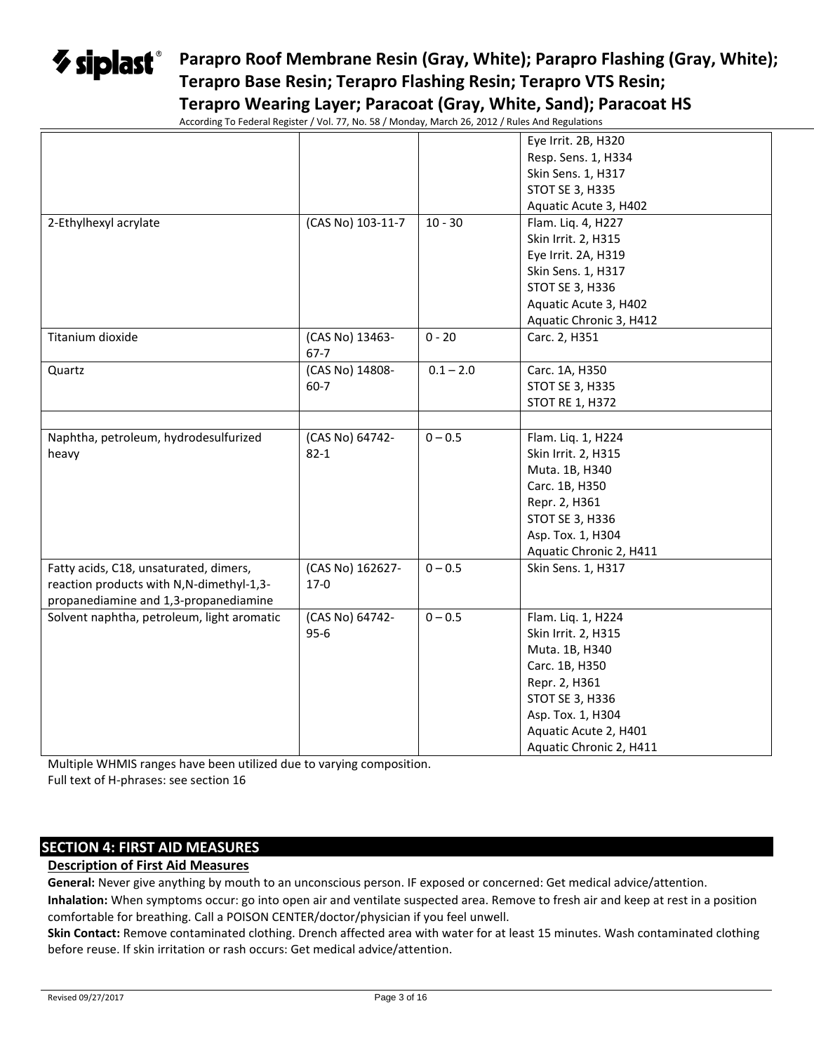| | | | |
|---|---|---|---|
| | | | Eye Irrit. 2B, H320<br>Resp. Sens. 1, H334<br>Skin Sens. 1, H317<br>STOT SE 3, H335<br>Aquatic Acute 3, H402 |
| 2-Ethylhexyl acrylate | (CAS No) 103-11-7 | 10 - 30 | Flam. Liq. 4, H227<br>Skin Irrit. 2, H315<br>Eye Irrit. 2A, H319<br>Skin Sens. 1, H317<br>STOT SE 3, H336<br>Aquatic Acute 3, H402<br>Aquatic Chronic 3, H412 |
| Titanium dioxide | (CAS No) 13463-67-7 | 0 - 20 | Carc. 2, H351 |
| Quartz | (CAS No) 14808-60-7 | 0.1 – 2.0 | Carc. 1A, H350<br>STOT SE 3, H335<br>STOT RE 1, H372 |
| | | | |
| Naphtha, petroleum, hydrodesulfurized heavy | (CAS No) 64742-82-1 | 0 – 0.5 | Flam. Liq. 1, H224<br>Skin Irrit. 2, H315<br>Muta. 1B, H340<br>Carc. 1B, H350<br>Repr. 2, H361<br>STOT SE 3, H336<br>Asp. Tox. 1, H304<br>Aquatic Chronic 2, H411 |
| Fatty acids, C18, unsaturated, dimers, reaction products with N,N-dimethyl-1,3-propanediamine and 1,3-propanediamine | (CAS No) 162627-17-0 | 0 – 0.5 | Skin Sens. 1, H317 |
| Solvent naphtha, petroleum, light aromatic | (CAS No) 64742-95-6 | 0 – 0.5 | Flam. Liq. 1, H224<br>Skin Irrit. 2, H315<br>Muta. 1B, H340<br>Carc. 1B, H350<br>Repr. 2, H361<br>STOT SE 3, H336<br>Asp. Tox. 1, H304<br>Aquatic Acute 2, H401<br>Aquatic Chronic 2, H411 |

Multiple WHMIS ranges have been utilized due to varying composition.
Full text of H-phrases: see section 16

## SECTION 4: FIRST AID MEASURES

### Description of First Aid Measures

**General:** Never give anything by mouth to an unconscious person. IF exposed or concerned: Get medical advice/attention.

**Inhalation:** When symptoms occur: go into open air and ventilate suspected area. Remove to fresh air and keep at rest in a position comfortable for breathing. Call a POISON CENTER/doctor/physician if you feel unwell.

**Skin Contact:** Remove contaminated clothing. Drench affected area with water for at least 15 minutes. Wash contaminated clothing before reuse. If skin irritation or rash occurs: Get medical advice/attention.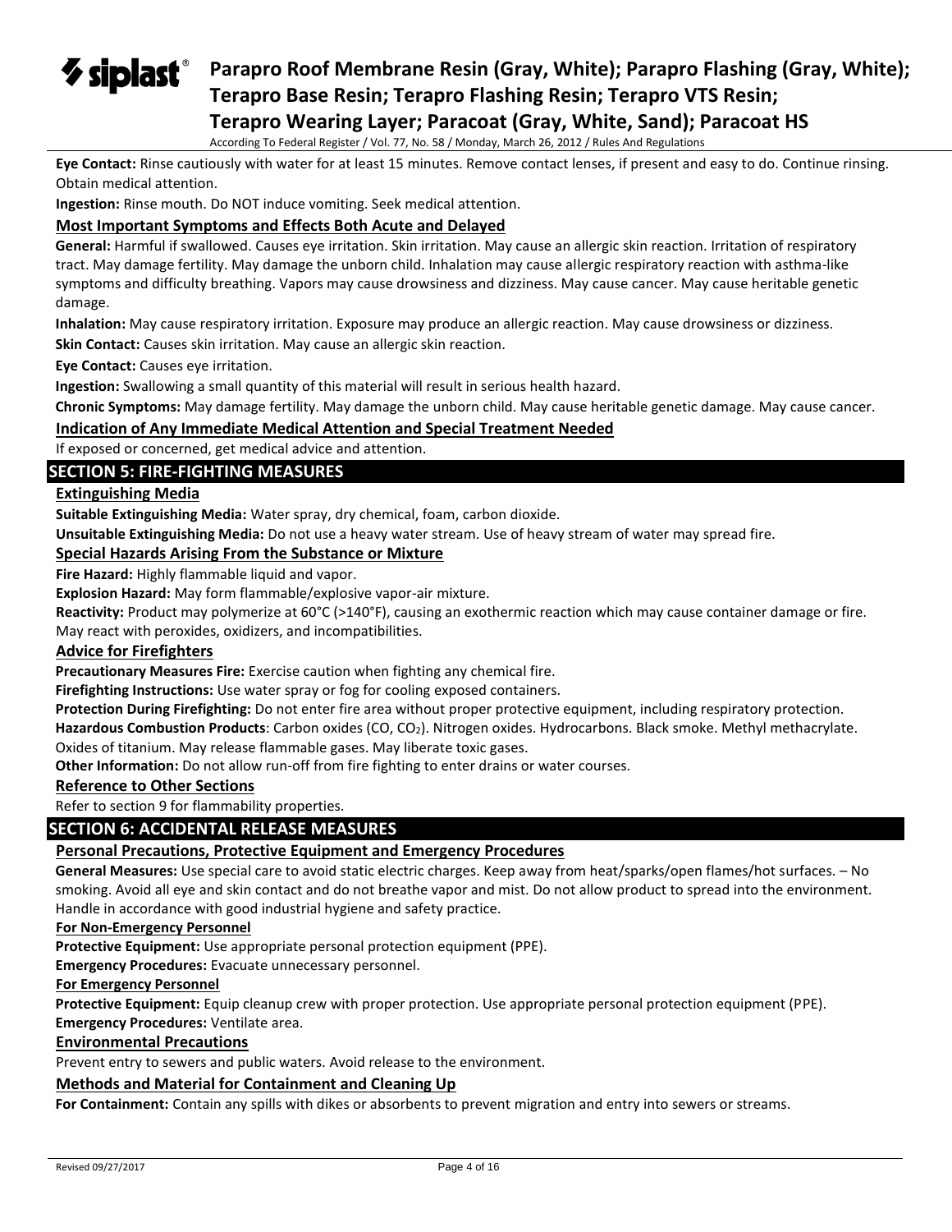**Eye Contact:** Rinse cautiously with water for at least 15 minutes. Remove contact lenses, if present and easy to do. Continue rinsing. Obtain medical attention.

**Ingestion:** Rinse mouth. Do NOT induce vomiting. Seek medical attention.

### Most Important Symptoms and Effects Both Acute and Delayed

**General:** Harmful if swallowed. Causes eye irritation. Skin irritation. May cause an allergic skin reaction. Irritation of respiratory tract. May damage fertility. May damage the unborn child. Inhalation may cause allergic respiratory reaction with asthma-like symptoms and difficulty breathing. Vapors may cause drowsiness and dizziness. May cause cancer. May cause heritable genetic damage.

**Inhalation:** May cause respiratory irritation. Exposure may produce an allergic reaction. May cause drowsiness or dizziness.

**Skin Contact:** Causes skin irritation. May cause an allergic skin reaction.

**Eye Contact:** Causes eye irritation.

**Ingestion:** Swallowing a small quantity of this material will result in serious health hazard.

**Chronic Symptoms:** May damage fertility. May damage the unborn child. May cause heritable genetic damage. May cause cancer.

### Indication of Any Immediate Medical Attention and Special Treatment Needed

If exposed or concerned, get medical advice and attention.

## SECTION 5: FIRE-FIGHTING MEASURES

### Extinguishing Media

**Suitable Extinguishing Media:** Water spray, dry chemical, foam, carbon dioxide.

**Unsuitable Extinguishing Media:** Do not use a heavy water stream. Use of heavy stream of water may spread fire.

### Special Hazards Arising From the Substance or Mixture

**Fire Hazard:** Highly flammable liquid and vapor.

**Explosion Hazard:** May form flammable/explosive vapor-air mixture.

**Reactivity:** Product may polymerize at 60°C (>140°F), causing an exothermic reaction which may cause container damage or fire. May react with peroxides, oxidizers, and incompatibilities.

### Advice for Firefighters

**Precautionary Measures Fire:** Exercise caution when fighting any chemical fire.

**Firefighting Instructions:** Use water spray or fog for cooling exposed containers.

**Protection During Firefighting:** Do not enter fire area without proper protective equipment, including respiratory protection.

**Hazardous Combustion Products**: Carbon oxides (CO, $CO_2$). Nitrogen oxides. Hydrocarbons. Black smoke. Methyl methacrylate. Oxides of titanium. May release flammable gases. May liberate toxic gases.

**Other Information:** Do not allow run-off from fire fighting to enter drains or water courses.

### Reference to Other Sections

Refer to section 9 for flammability properties.

## SECTION 6: ACCIDENTAL RELEASE MEASURES

### Personal Precautions, Protective Equipment and Emergency Procedures

**General Measures:** Use special care to avoid static electric charges. Keep away from heat/sparks/open flames/hot surfaces. – No smoking. Avoid all eye and skin contact and do not breathe vapor and mist. Do not allow product to spread into the environment. Handle in accordance with good industrial hygiene and safety practice.

#### For Non-Emergency Personnel

**Protective Equipment:** Use appropriate personal protection equipment (PPE).

**Emergency Procedures:** Evacuate unnecessary personnel.

#### For Emergency Personnel

**Protective Equipment:** Equip cleanup crew with proper protection. Use appropriate personal protection equipment (PPE).

**Emergency Procedures:** Ventilate area.

### Environmental Precautions

Prevent entry to sewers and public waters. Avoid release to the environment.

### Methods and Material for Containment and Cleaning Up

**For Containment:** Contain any spills with dikes or absorbents to prevent migration and entry into sewers or streams.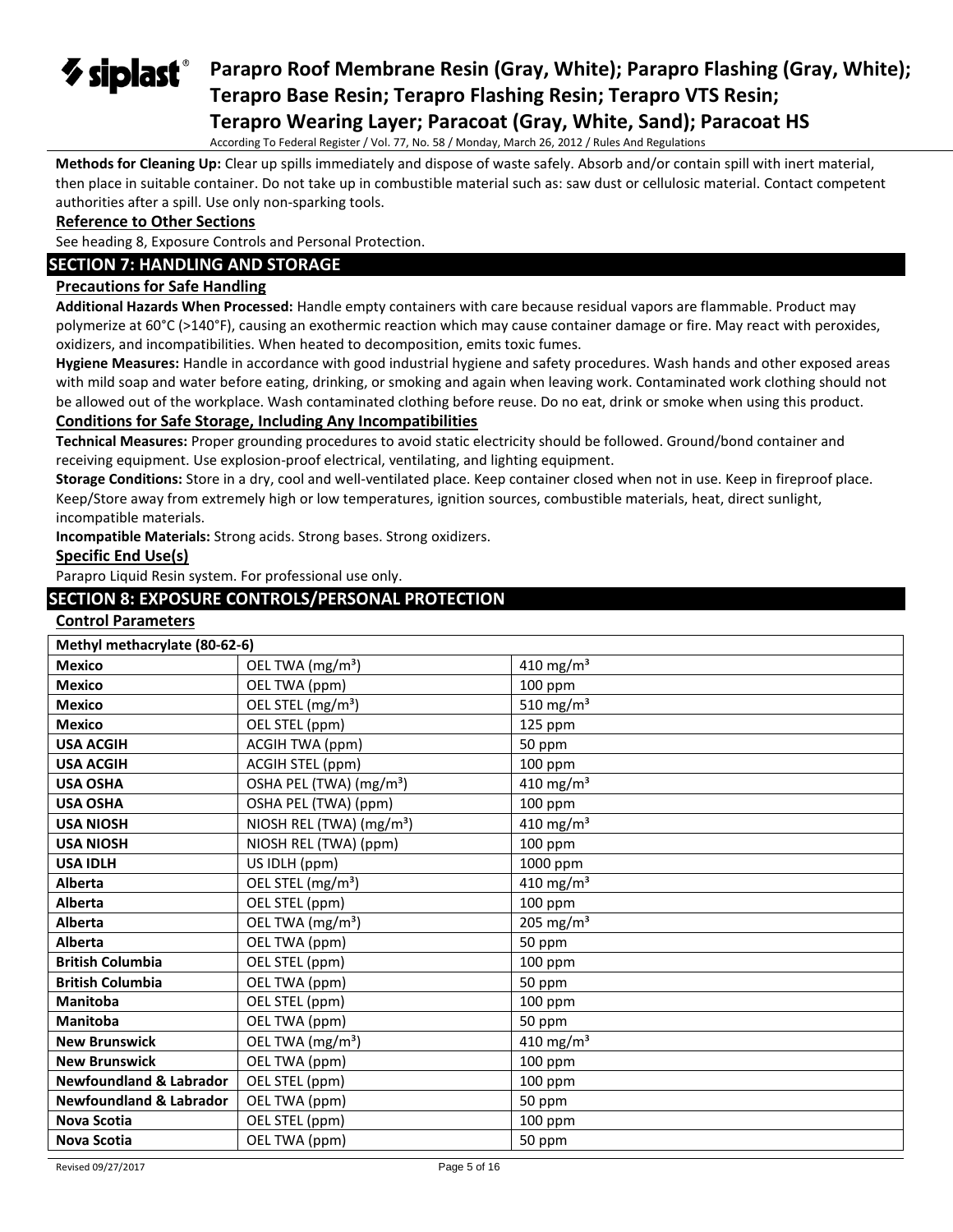**Methods for Cleaning Up:** Clear up spills immediately and dispose of waste safely. Absorb and/or contain spill with inert material, then place in suitable container. Do not take up in combustible material such as: saw dust or cellulosic material. Contact competent authorities after a spill. Use only non-sparking tools.

### Reference to Other Sections

See heading 8, Exposure Controls and Personal Protection.

## SECTION 7: HANDLING AND STORAGE

### Precautions for Safe Handling

**Additional Hazards When Processed:** Handle empty containers with care because residual vapors are flammable. Product may polymerize at 60°C (>140°F), causing an exothermic reaction which may cause container damage or fire. May react with peroxides, oxidizers, and incompatibilities. When heated to decomposition, emits toxic fumes.

**Hygiene Measures:** Handle in accordance with good industrial hygiene and safety procedures. Wash hands and other exposed areas with mild soap and water before eating, drinking, or smoking and again when leaving work. Contaminated work clothing should not be allowed out of the workplace. Wash contaminated clothing before reuse. Do no eat, drink or smoke when using this product.

### Conditions for Safe Storage, Including Any Incompatibilities

**Technical Measures:** Proper grounding procedures to avoid static electricity should be followed. Ground/bond container and receiving equipment. Use explosion-proof electrical, ventilating, and lighting equipment.

**Storage Conditions:** Store in a dry, cool and well-ventilated place. Keep container closed when not in use. Keep in fireproof place. Keep/Store away from extremely high or low temperatures, ignition sources, combustible materials, heat, direct sunlight, incompatible materials.

**Incompatible Materials:** Strong acids. Strong bases. Strong oxidizers.

### Specific End Use(s)

Parapro Liquid Resin system. For professional use only.

## SECTION 8: EXPOSURE CONTROLS/PERSONAL PROTECTION

### Control Parameters

| Methyl methacrylate (80-62-6) | | |
|---|---|---|
| **Mexico** | OEL TWA (mg/m³) | 410 mg/m³ |
| **Mexico** | OEL TWA (ppm) | 100 ppm |
| **Mexico** | OEL STEL (mg/m³) | 510 mg/m³ |
| **Mexico** | OEL STEL (ppm) | 125 ppm |
| **USA ACGIH** | ACGIH TWA (ppm) | 50 ppm |
| **USA ACGIH** | ACGIH STEL (ppm) | 100 ppm |
| **USA OSHA** | OSHA PEL (TWA) (mg/m³) | 410 mg/m³ |
| **USA OSHA** | OSHA PEL (TWA) (ppm) | 100 ppm |
| **USA NIOSH** | NIOSH REL (TWA) (mg/m³) | 410 mg/m³ |
| **USA NIOSH** | NIOSH REL (TWA) (ppm) | 100 ppm |
| **USA IDLH** | US IDLH (ppm) | 1000 ppm |
| **Alberta** | OEL STEL (mg/m³) | 410 mg/m³ |
| **Alberta** | OEL STEL (ppm) | 100 ppm |
| **Alberta** | OEL TWA (mg/m³) | 205 mg/m³ |
| **Alberta** | OEL TWA (ppm) | 50 ppm |
| **British Columbia** | OEL STEL (ppm) | 100 ppm |
| **British Columbia** | OEL TWA (ppm) | 50 ppm |
| **Manitoba** | OEL STEL (ppm) | 100 ppm |
| **Manitoba** | OEL TWA (ppm) | 50 ppm |
| **New Brunswick** | OEL TWA (mg/m³) | 410 mg/m³ |
| **New Brunswick** | OEL TWA (ppm) | 100 ppm |
| **Newfoundland & Labrador** | OEL STEL (ppm) | 100 ppm |
| **Newfoundland & Labrador** | OEL TWA (ppm) | 50 ppm |
| **Nova Scotia** | OEL STEL (ppm) | 100 ppm |
| **Nova Scotia** | OEL TWA (ppm) | 50 ppm |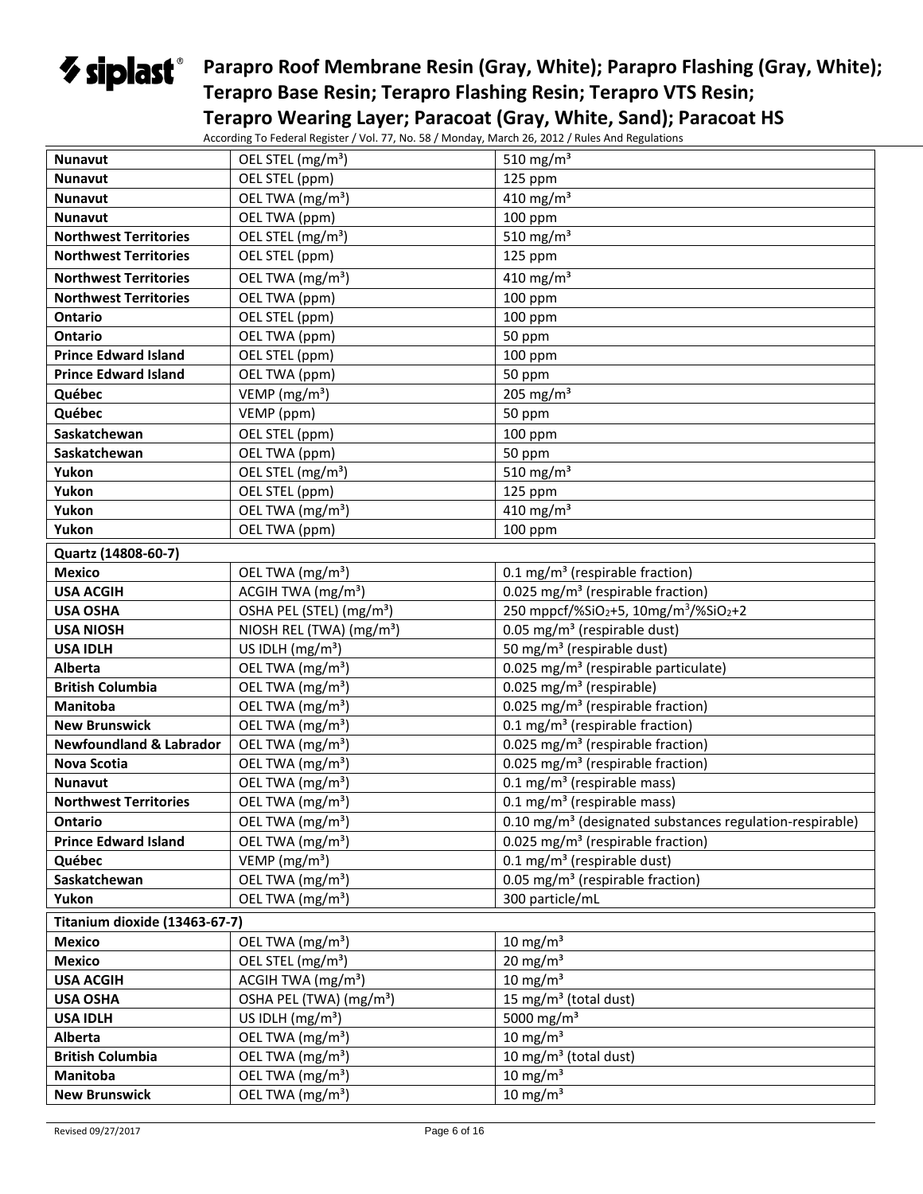| | | |
|---|---|---|
| **Nunavut** | OEL STEL (mg/m³) | 510 mg/m³ |
| **Nunavut** | OEL STEL (ppm) | 125 ppm |
| **Nunavut** | OEL TWA (mg/m³) | 410 mg/m³ |
| **Nunavut** | OEL TWA (ppm) | 100 ppm |
| **Northwest Territories** | OEL STEL (mg/m³) | 510 mg/m³ |
| **Northwest Territories** | OEL STEL (ppm) | 125 ppm |
| **Northwest Territories** | OEL TWA (mg/m³) | 410 mg/m³ |
| **Northwest Territories** | OEL TWA (ppm) | 100 ppm |
| **Ontario** | OEL STEL (ppm) | 100 ppm |
| **Ontario** | OEL TWA (ppm) | 50 ppm |
| **Prince Edward Island** | OEL STEL (ppm) | 100 ppm |
| **Prince Edward Island** | OEL TWA (ppm) | 50 ppm |
| **Québec** | VEMP (mg/m³) | 205 mg/m³ |
| **Québec** | VEMP (ppm) | 50 ppm |
| **Saskatchewan** | OEL STEL (ppm) | 100 ppm |
| **Saskatchewan** | OEL TWA (ppm) | 50 ppm |
| **Yukon** | OEL STEL (mg/m³) | 510 mg/m³ |
| **Yukon** | OEL STEL (ppm) | 125 ppm |
| **Yukon** | OEL TWA (mg/m³) | 410 mg/m³ |
| **Yukon** | OEL TWA (ppm) | 100 ppm |
| **Quartz (14808-60-7)** | | |
| **Mexico** | OEL TWA (mg/m³) | 0.1 mg/m³ (respirable fraction) |
| **USA ACGIH** | ACGIH TWA (mg/m³) | 0.025 mg/m³ (respirable fraction) |
| **USA OSHA** | OSHA PEL (STEL) (mg/m³) | 250 mppcf/%$SiO_2$+5, 10mg/m³/%$SiO_2$+2 |
| **USA NIOSH** | NIOSH REL (TWA) (mg/m³) | 0.05 mg/m³ (respirable dust) |
| **USA IDLH** | US IDLH (mg/m³) | 50 mg/m³ (respirable dust) |
| **Alberta** | OEL TWA (mg/m³) | 0.025 mg/m³ (respirable particulate) |
| **British Columbia** | OEL TWA (mg/m³) | 0.025 mg/m³ (respirable) |
| **Manitoba** | OEL TWA (mg/m³) | 0.025 mg/m³ (respirable fraction) |
| **New Brunswick** | OEL TWA (mg/m³) | 0.1 mg/m³ (respirable fraction) |
| **Newfoundland & Labrador** | OEL TWA (mg/m³) | 0.025 mg/m³ (respirable fraction) |
| **Nova Scotia** | OEL TWA (mg/m³) | 0.025 mg/m³ (respirable fraction) |
| **Nunavut** | OEL TWA (mg/m³) | 0.1 mg/m³ (respirable mass) |
| **Northwest Territories** | OEL TWA (mg/m³) | 0.1 mg/m³ (respirable mass) |
| **Ontario** | OEL TWA (mg/m³) | 0.10 mg/m³ (designated substances regulation-respirable) |
| **Prince Edward Island** | OEL TWA (mg/m³) | 0.025 mg/m³ (respirable fraction) |
| **Québec** | VEMP (mg/m³) | 0.1 mg/m³ (respirable dust) |
| **Saskatchewan** | OEL TWA (mg/m³) | 0.05 mg/m³ (respirable fraction) |
| **Yukon** | OEL TWA (mg/m³) | 300 particle/mL |
| **Titanium dioxide (13463-67-7)** | | |
| **Mexico** | OEL TWA (mg/m³) | 10 mg/m³ |
| **Mexico** | OEL STEL (mg/m³) | 20 mg/m³ |
| **USA ACGIH** | ACGIH TWA (mg/m³) | 10 mg/m³ |
| **USA OSHA** | OSHA PEL (TWA) (mg/m³) | 15 mg/m³ (total dust) |
| **USA IDLH** | US IDLH (mg/m³) | 5000 mg/m³ |
| **Alberta** | OEL TWA (mg/m³) | 10 mg/m³ |
| **British Columbia** | OEL TWA (mg/m³) | 10 mg/m³ (total dust) |
| **Manitoba** | OEL TWA (mg/m³) | 10 mg/m³ |
| **New Brunswick** | OEL TWA (mg/m³) | 10 mg/m³ |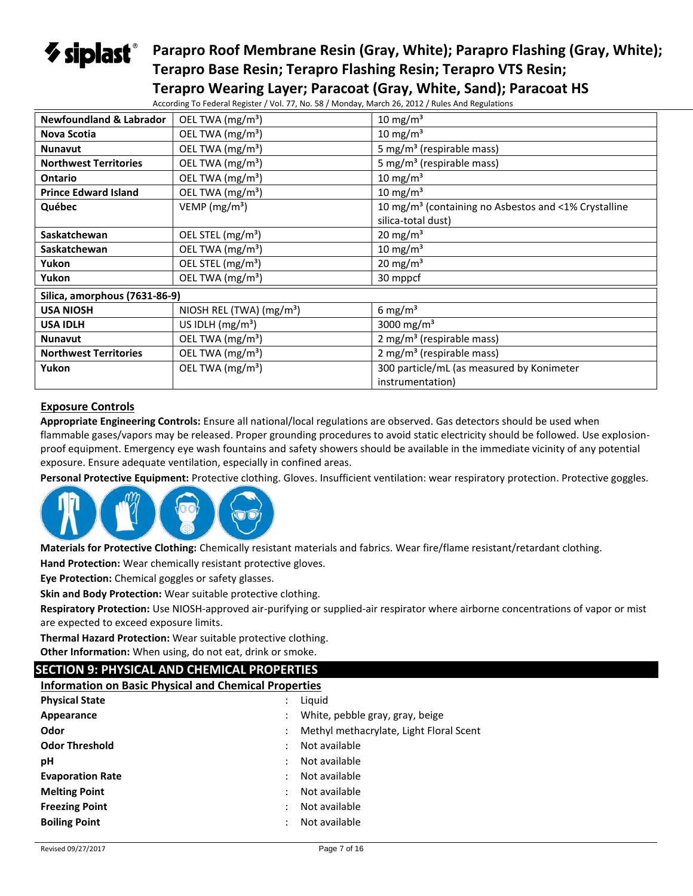| | | |
|---|---|---|
| **Newfoundland & Labrador** | OEL TWA (mg/m³) | 10 mg/m³ |
| **Nova Scotia** | OEL TWA (mg/m³) | 10 mg/m³ |
| **Nunavut** | OEL TWA (mg/m³) | 5 mg/m³ (respirable mass) |
| **Northwest Territories** | OEL TWA (mg/m³) | 5 mg/m³ (respirable mass) |
| **Ontario** | OEL TWA (mg/m³) | 10 mg/m³ |
| **Prince Edward Island** | OEL TWA (mg/m³) | 10 mg/m³ |
| **Québec** | VEMP (mg/m³) | 10 mg/m³ (containing no Asbestos and <1% Crystalline silica-total dust) |
| **Saskatchewan** | OEL STEL (mg/m³) | 20 mg/m³ |
| **Saskatchewan** | OEL TWA (mg/m³) | 10 mg/m³ |
| **Yukon** | OEL STEL (mg/m³) | 20 mg/m³ |
| **Yukon** | OEL TWA (mg/m³) | 30 mppcf |
| **Silica, amorphous (7631-86-9)** | | |
| **USA NIOSH** | NIOSH REL (TWA) (mg/m³) | 6 mg/m³ |
| **USA IDLH** | US IDLH (mg/m³) | 3000 mg/m³ |
| **Nunavut** | OEL TWA (mg/m³) | 2 mg/m³ (respirable mass) |
| **Northwest Territories** | OEL TWA (mg/m³) | 2 mg/m³ (respirable mass) |
| **Yukon** | OEL TWA (mg/m³) | 300 particle/mL (as measured by Konimeter instrumentation) |

## Exposure Controls

**Appropriate Engineering Controls:** Ensure all national/local regulations are observed. Gas detectors should be used when flammable gases/vapors may be released. Proper grounding procedures to avoid static electricity should be followed. Use explosion-proof equipment. Emergency eye wash fountains and safety showers should be available in the immediate vicinity of any potential exposure. Ensure adequate ventilation, especially in confined areas.

**Personal Protective Equipment:** Protective clothing. Gloves. Insufficient ventilation: wear respiratory protection. Protective goggles.

**Materials for Protective Clothing:** Chemically resistant materials and fabrics. Wear fire/flame resistant/retardant clothing.

**Hand Protection:** Wear chemically resistant protective gloves.

**Eye Protection:** Chemical goggles or safety glasses.

**Skin and Body Protection:** Wear suitable protective clothing.

**Respiratory Protection:** Use NIOSH-approved air-purifying or supplied-air respirator where airborne concentrations of vapor or mist are expected to exceed exposure limits.

**Thermal Hazard Protection:** Wear suitable protective clothing.

**Other Information:** When using, do not eat, drink or smoke.

# SECTION 9: PHYSICAL AND CHEMICAL PROPERTIES

## Information on Basic Physical and Chemical Properties

| | | |
|---|---|---|
| **Physical State** | : | Liquid |
| **Appearance** | : | White, pebble gray, gray, beige |
| **Odor** | : | Methyl methacrylate, Light Floral Scent |
| **Odor Threshold** | : | Not available |
| **pH** | : | Not available |
| **Evaporation Rate** | : | Not available |
| **Melting Point** | : | Not available |
| **Freezing Point** | : | Not available |
| **Boiling Point** | : | Not available |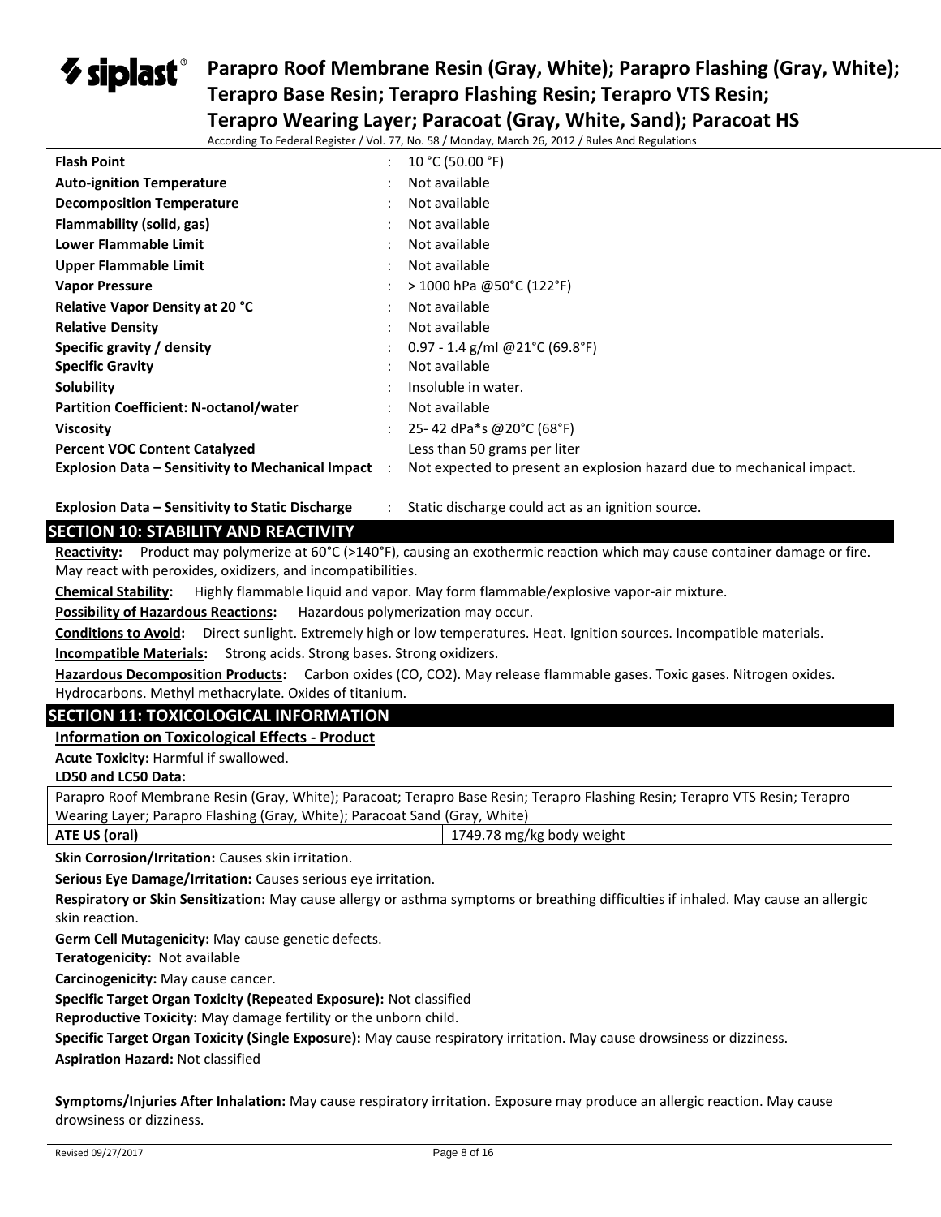| | | |
|---|---|---|
| **Flash Point** | : | 10 °C (50.00 °F) |
| **Auto-ignition Temperature** | : | Not available |
| **Decomposition Temperature** | : | Not available |
| **Flammability (solid, gas)** | : | Not available |
| **Lower Flammable Limit** | : | Not available |
| **Upper Flammable Limit** | : | Not available |
| **Vapor Pressure** | : | > 1000 hPa @50°C (122°F) |
| **Relative Vapor Density at 20 °C** | : | Not available |
| **Relative Density** | : | Not available |
| **Specific gravity / density** | : | 0.97 - 1.4 g/ml @21°C (69.8°F) |
| **Specific Gravity** | : | Not available |
| **Solubility** | : | Insoluble in water. |
| **Partition Coefficient: N-octanol/water** | : | Not available |
| **Viscosity** | : | 25- 42 dPa*s @20°C (68°F) |
| **Percent VOC Content Catalyzed** | | Less than 50 grams per liter |
| **Explosion Data – Sensitivity to Mechanical Impact** | : | Not expected to present an explosion hazard due to mechanical impact. |
| **Explosion Data – Sensitivity to Static Discharge** | : | Static discharge could act as an ignition source. |

## SECTION 10: STABILITY AND REACTIVITY

**Reactivity:** Product may polymerize at 60°C (>140°F), causing an exothermic reaction which may cause container damage or fire. May react with peroxides, oxidizers, and incompatibilities.

**Chemical Stability:** Highly flammable liquid and vapor. May form flammable/explosive vapor-air mixture.

**Possibility of Hazardous Reactions:** Hazardous polymerization may occur.

**Conditions to Avoid:** Direct sunlight. Extremely high or low temperatures. Heat. Ignition sources. Incompatible materials.

**Incompatible Materials:** Strong acids. Strong bases. Strong oxidizers.

**Hazardous Decomposition Products:** Carbon oxides (CO, $CO_2$). May release flammable gases. Toxic gases. Nitrogen oxides. Hydrocarbons. Methyl methacrylate. Oxides of titanium.

## SECTION 11: TOXICOLOGICAL INFORMATION

**Information on Toxicological Effects - Product**

**Acute Toxicity:** Harmful if swallowed.

**LD50 and LC50 Data:**

| Parapro Roof Membrane Resin (Gray, White); Paracoat; Terapro Base Resin; Terapro Flashing Resin; Terapro VTS Resin; Terapro Wearing Layer; Parapro Flashing (Gray, White); Paracoat Sand (Gray, White) | |
|---|---|
| **ATE US (oral)** | 1749.78 mg/kg body weight |

**Skin Corrosion/Irritation:** Causes skin irritation.

**Serious Eye Damage/Irritation:** Causes serious eye irritation.

**Respiratory or Skin Sensitization:** May cause allergy or asthma symptoms or breathing difficulties if inhaled. May cause an allergic skin reaction.

**Germ Cell Mutagenicity:** May cause genetic defects.

**Teratogenicity:** Not available

**Carcinogenicity:** May cause cancer.

**Specific Target Organ Toxicity (Repeated Exposure):** Not classified

**Reproductive Toxicity:** May damage fertility or the unborn child.

**Specific Target Organ Toxicity (Single Exposure):** May cause respiratory irritation. May cause drowsiness or dizziness.

**Aspiration Hazard:** Not classified

**Symptoms/Injuries After Inhalation:** May cause respiratory irritation. Exposure may produce an allergic reaction. May cause drowsiness or dizziness.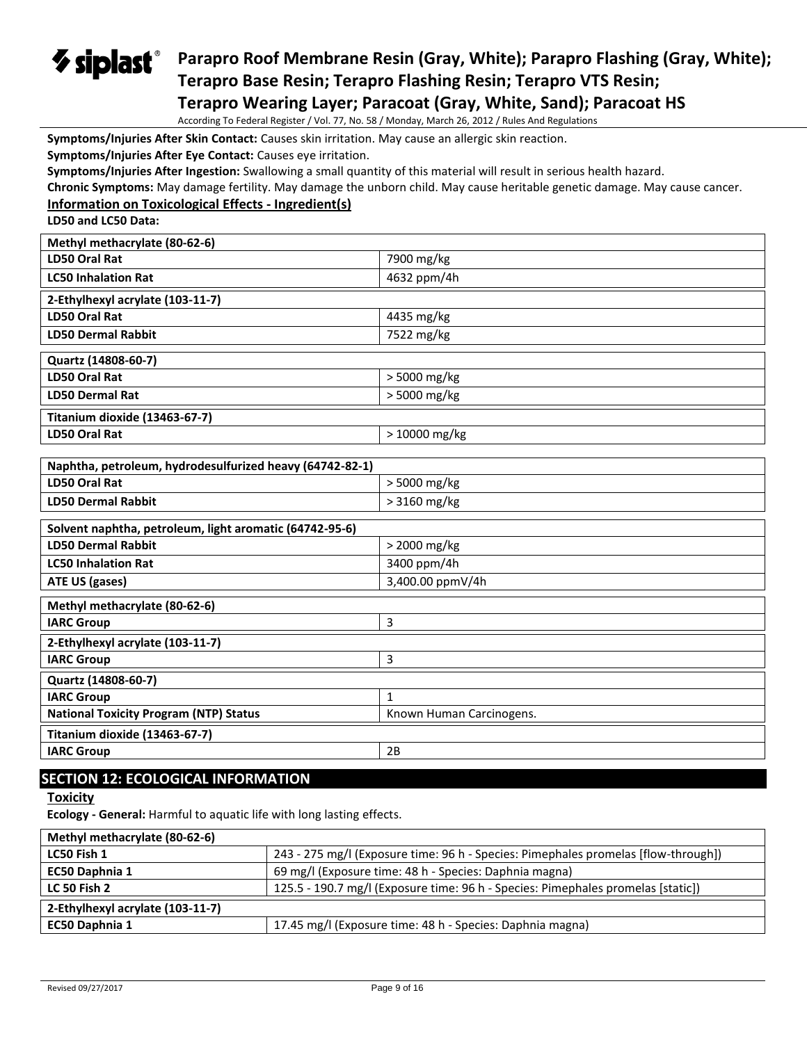**Symptoms/Injuries After Skin Contact:** Causes skin irritation. May cause an allergic skin reaction.

**Symptoms/Injuries After Eye Contact:** Causes eye irritation.

**Symptoms/Injuries After Ingestion:** Swallowing a small quantity of this material will result in serious health hazard.

**Chronic Symptoms:** May damage fertility. May damage the unborn child. May cause heritable genetic damage. May cause cancer.

**Information on Toxicological Effects - Ingredient(s)**

**LD50 and LC50 Data:**

| **Methyl methacrylate (80-62-6)** | |
|---|---|
| **LD50 Oral Rat** | 7900 mg/kg |
| **LC50 Inhalation Rat** | 4632 ppm/4h |

| **2-Ethylhexyl acrylate (103-11-7)** | |
|---|---|
| **LD50 Oral Rat** | 4435 mg/kg |
| **LD50 Dermal Rabbit** | 7522 mg/kg |

| **Quartz (14808-60-7)** | |
|---|---|
| **LD50 Oral Rat** | > 5000 mg/kg |
| **LD50 Dermal Rat** | > 5000 mg/kg |

| **Titanium dioxide (13463-67-7)** | |
|---|---|
| **LD50 Oral Rat** | > 10000 mg/kg |

| **Naphtha, petroleum, hydrodesulfurized heavy (64742-82-1)** | |
|---|---|
| **LD50 Oral Rat** | > 5000 mg/kg |
| **LD50 Dermal Rabbit** | > 3160 mg/kg |

| **Solvent naphtha, petroleum, light aromatic (64742-95-6)** | |
|---|---|
| **LD50 Dermal Rabbit** | > 2000 mg/kg |
| **LC50 Inhalation Rat** | 3400 ppm/4h |
| **ATE US (gases)** | 3,400.00 ppmV/4h |

| **Methyl methacrylate (80-62-6)** | |
|---|---|
| **IARC Group** | 3 |

| **2-Ethylhexyl acrylate (103-11-7)** | |
|---|---|
| **IARC Group** | 3 |

| **Quartz (14808-60-7)** | |
|---|---|
| **IARC Group** | 1 |
| **National Toxicity Program (NTP) Status** | Known Human Carcinogens. |

| **Titanium dioxide (13463-67-7)** | |
|---|---|
| **IARC Group** | 2B |

## SECTION 12: ECOLOGICAL INFORMATION

**Toxicity**

**Ecology - General:** Harmful to aquatic life with long lasting effects.

| **Methyl methacrylate (80-62-6)** | |
|---|---|
| **LC50 Fish 1** | 243 - 275 mg/l (Exposure time: 96 h - Species: Pimephales promelas [flow-through]) |
| **EC50 Daphnia 1** | 69 mg/l (Exposure time: 48 h - Species: Daphnia magna) |
| **LC 50 Fish 2** | 125.5 - 190.7 mg/l (Exposure time: 96 h - Species: Pimephales promelas [static]) |

| **2-Ethylhexyl acrylate (103-11-7)** | |
|---|---|
| **EC50 Daphnia 1** | 17.45 mg/l (Exposure time: 48 h - Species: Daphnia magna) |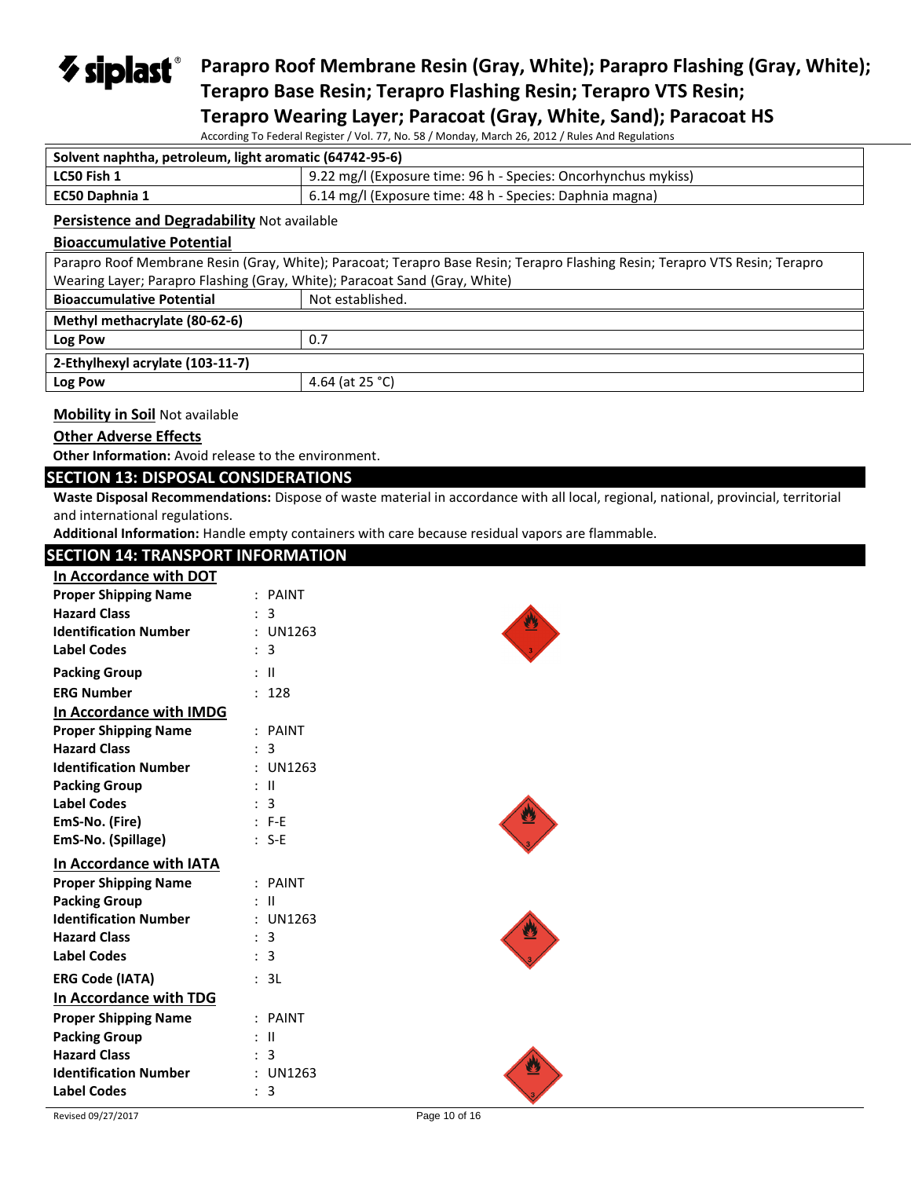| Solvent naphtha, petroleum, light aromatic (64742-95-6) | |
|---|---|
| LC50 Fish 1 | 9.22 mg/l (Exposure time: 96 h - Species: Oncorhynchus mykiss) |
| EC50 Daphnia 1 | 6.14 mg/l (Exposure time: 48 h - Species: Daphnia magna) |

**Persistence and Degradability** Not available

**Bioaccumulative Potential**

| Parapro Roof Membrane Resin (Gray, White); Paracoat; Terapro Base Resin; Terapro Flashing Resin; Terapro VTS Resin; Terapro Wearing Layer; Parapro Flashing (Gray, White); Paracoat Sand (Gray, White) | |
|---|---|
| Bioaccumulative Potential | Not established. |
| **Methyl methacrylate (80-62-6)** | |
| Log Pow | 0.7 |
| **2-Ethylhexyl acrylate (103-11-7)** | |
| Log Pow | 4.64 (at 25 °C) |

**Mobility in Soil** Not available

**Other Adverse Effects**

**Other Information:** Avoid release to the environment.

## SECTION 13: DISPOSAL CONSIDERATIONS

**Waste Disposal Recommendations:** Dispose of waste material in accordance with all local, regional, national, provincial, territorial and international regulations.

**Additional Information:** Handle empty containers with care because residual vapors are flammable.

## SECTION 14: TRANSPORT INFORMATION

**In Accordance with DOT**

**Proper Shipping Name** : PAINT
**Hazard Class** : 3
**Identification Number** : UN1263
**Label Codes** : 3
**Packing Group** : II
**ERG Number** : 128

**In Accordance with IMDG**

**Proper Shipping Name** : PAINT
**Hazard Class** : 3
**Identification Number** : UN1263
**Packing Group** : II
**Label Codes** : 3
**EmS-No. (Fire)** : F-E
**EmS-No. (Spillage)** : S-E

**In Accordance with IATA**

**Proper Shipping Name** : PAINT
**Packing Group** : II
**Identification Number** : UN1263
**Hazard Class** : 3
**Label Codes** : 3
**ERG Code (IATA)** : 3L

**In Accordance with TDG**

**Proper Shipping Name** : PAINT
**Packing Group** : II
**Hazard Class** : 3
**Identification Number** : UN1263
**Label Codes** : 3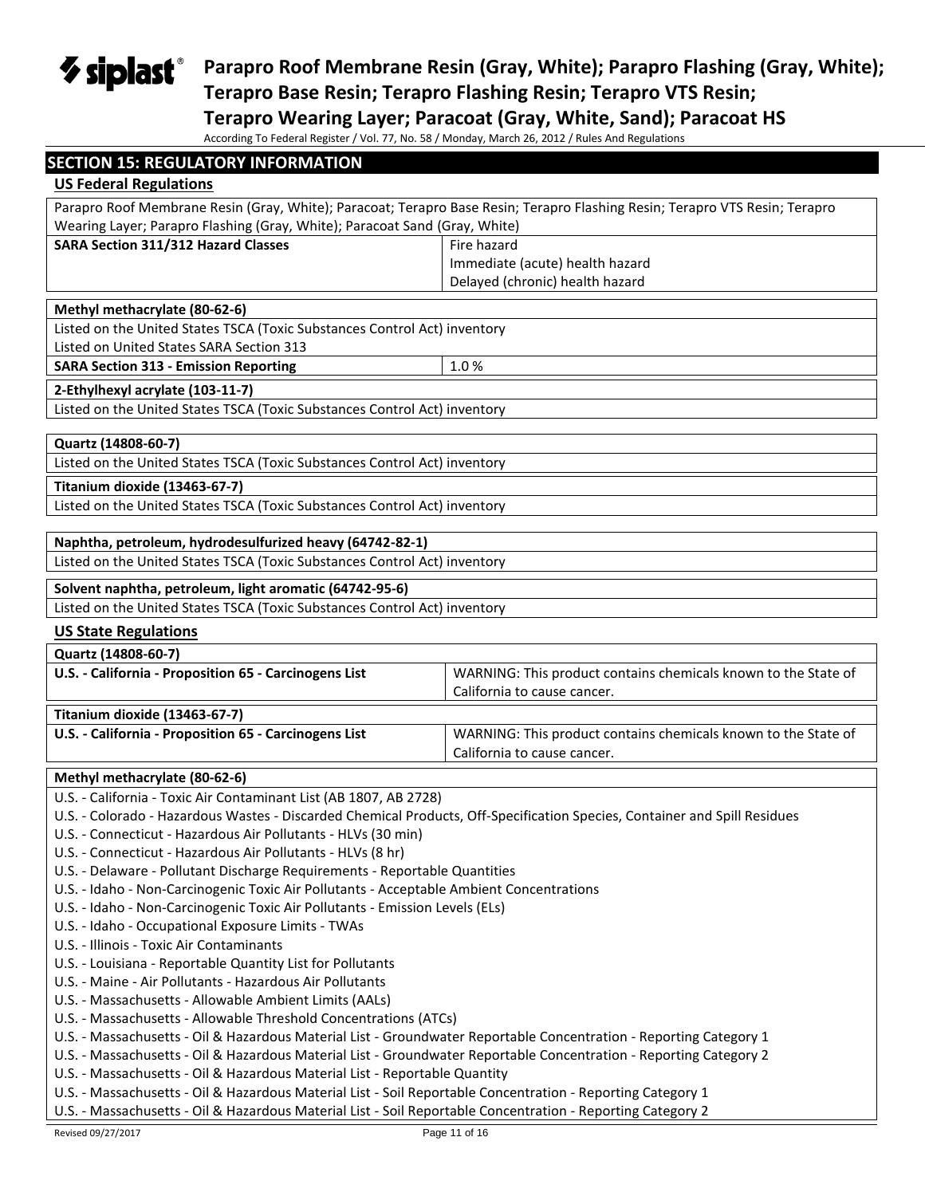## SECTION 15: REGULATORY INFORMATION

### US Federal Regulations

| Parapro Roof Membrane Resin (Gray, White); Paracoat; Terapro Base Resin; Terapro Flashing Resin; Terapro VTS Resin; Terapro Wearing Layer; Parapro Flashing (Gray, White); Paracoat Sand (Gray, White) | |
|---|---|
| **SARA Section 311/312 Hazard Classes** | Fire hazard<br>Immediate (acute) health hazard<br>Delayed (chronic) health hazard |

| **Methyl methacrylate (80-62-6)** | |
|---|---|
| Listed on the United States TSCA (Toxic Substances Control Act) inventory | |
| Listed on United States SARA Section 313 | |
| **SARA Section 313 - Emission Reporting** | 1.0 % |

| **2-Ethylhexyl acrylate (103-11-7)** |
|---|
| Listed on the United States TSCA (Toxic Substances Control Act) inventory |

| **Quartz (14808-60-7)** |
|---|
| Listed on the United States TSCA (Toxic Substances Control Act) inventory |

| **Titanium dioxide (13463-67-7)** |
|---|
| Listed on the United States TSCA (Toxic Substances Control Act) inventory |

| **Naphtha, petroleum, hydrodesulfurized heavy (64742-82-1)** |
|---|
| Listed on the United States TSCA (Toxic Substances Control Act) inventory |

| **Solvent naphtha, petroleum, light aromatic (64742-95-6)** |
|---|
| Listed on the United States TSCA (Toxic Substances Control Act) inventory |

### US State Regulations

| **Quartz (14808-60-7)** | |
|---|---|
| **U.S. - California - Proposition 65 - Carcinogens List** | WARNING: This product contains chemicals known to the State of California to cause cancer. |

| **Titanium dioxide (13463-67-7)** | |
|---|---|
| **U.S. - California - Proposition 65 - Carcinogens List** | WARNING: This product contains chemicals known to the State of California to cause cancer. |

| **Methyl methacrylate (80-62-6)** |
|---|
| U.S. - California - Toxic Air Contaminant List (AB 1807, AB 2728)<br>U.S. - Colorado - Hazardous Wastes - Discarded Chemical Products, Off-Specification Species, Container and Spill Residues<br>U.S. - Connecticut - Hazardous Air Pollutants - HLVs (30 min)<br>U.S. - Connecticut - Hazardous Air Pollutants - HLVs (8 hr)<br>U.S. - Delaware - Pollutant Discharge Requirements - Reportable Quantities<br>U.S. - Idaho - Non-Carcinogenic Toxic Air Pollutants - Acceptable Ambient Concentrations<br>U.S. - Idaho - Non-Carcinogenic Toxic Air Pollutants - Emission Levels (ELs)<br>U.S. - Idaho - Occupational Exposure Limits - TWAs<br>U.S. - Illinois - Toxic Air Contaminants<br>U.S. - Louisiana - Reportable Quantity List for Pollutants<br>U.S. - Maine - Air Pollutants - Hazardous Air Pollutants<br>U.S. - Massachusetts - Allowable Ambient Limits (AALs)<br>U.S. - Massachusetts - Allowable Threshold Concentrations (ATCs)<br>U.S. - Massachusetts - Oil & Hazardous Material List - Groundwater Reportable Concentration - Reporting Category 1<br>U.S. - Massachusetts - Oil & Hazardous Material List - Groundwater Reportable Concentration - Reporting Category 2<br>U.S. - Massachusetts - Oil & Hazardous Material List - Reportable Quantity<br>U.S. - Massachusetts - Oil & Hazardous Material List - Soil Reportable Concentration - Reporting Category 1<br>U.S. - Massachusetts - Oil & Hazardous Material List - Soil Reportable Concentration - Reporting Category 2 |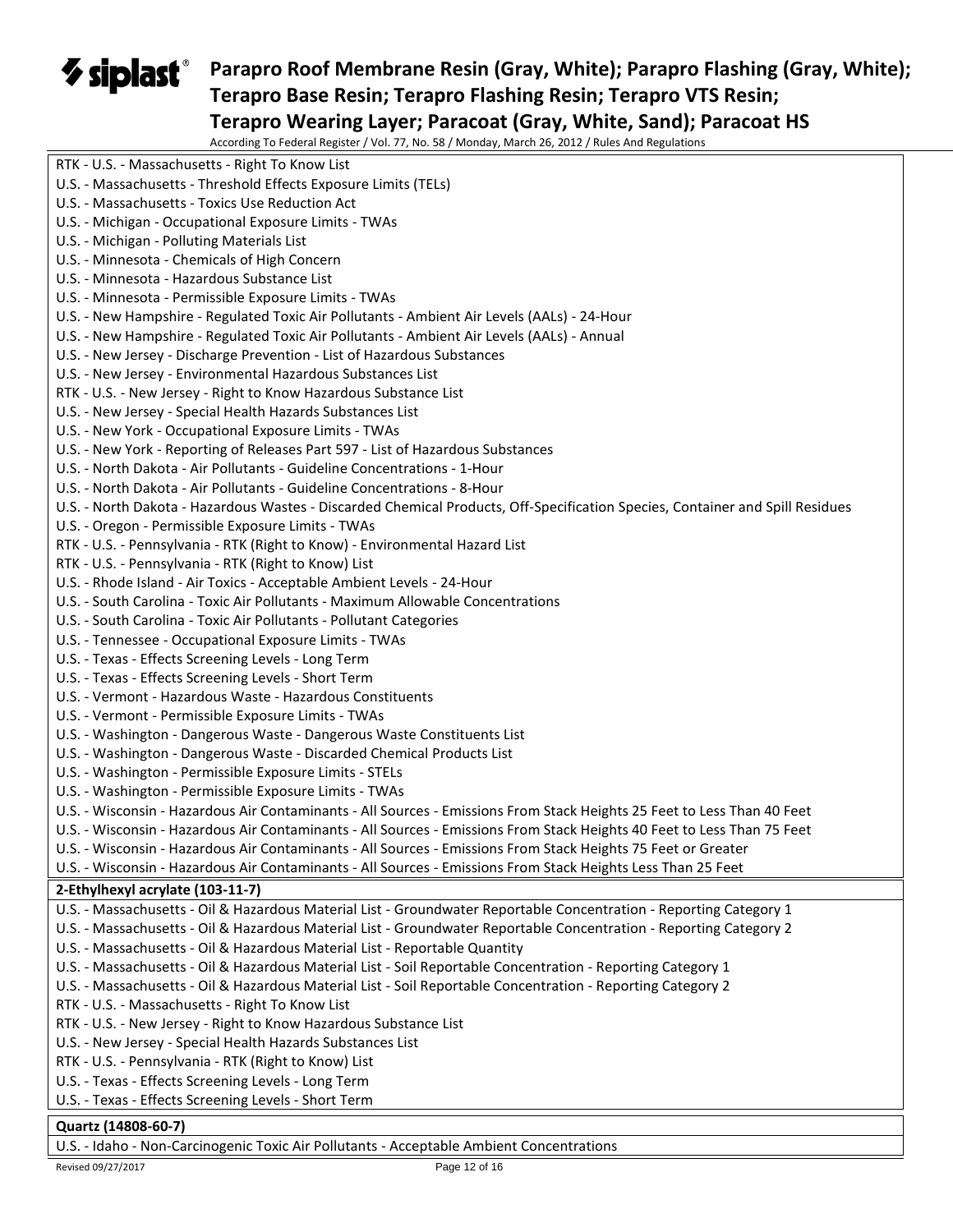RTK - U.S. - Massachusetts - Right To Know List
U.S. - Massachusetts - Threshold Effects Exposure Limits (TELs)
U.S. - Massachusetts - Toxics Use Reduction Act
U.S. - Michigan - Occupational Exposure Limits - TWAs
U.S. - Michigan - Polluting Materials List
U.S. - Minnesota - Chemicals of High Concern
U.S. - Minnesota - Hazardous Substance List
U.S. - Minnesota - Permissible Exposure Limits - TWAs
U.S. - New Hampshire - Regulated Toxic Air Pollutants - Ambient Air Levels (AALs) - 24-Hour
U.S. - New Hampshire - Regulated Toxic Air Pollutants - Ambient Air Levels (AALs) - Annual
U.S. - New Jersey - Discharge Prevention - List of Hazardous Substances
U.S. - New Jersey - Environmental Hazardous Substances List
RTK - U.S. - New Jersey - Right to Know Hazardous Substance List
U.S. - New Jersey - Special Health Hazards Substances List
U.S. - New York - Occupational Exposure Limits - TWAs
U.S. - New York - Reporting of Releases Part 597 - List of Hazardous Substances
U.S. - North Dakota - Air Pollutants - Guideline Concentrations - 1-Hour
U.S. - North Dakota - Air Pollutants - Guideline Concentrations - 8-Hour
U.S. - North Dakota - Hazardous Wastes - Discarded Chemical Products, Off-Specification Species, Container and Spill Residues
U.S. - Oregon - Permissible Exposure Limits - TWAs
RTK - U.S. - Pennsylvania - RTK (Right to Know) - Environmental Hazard List
RTK - U.S. - Pennsylvania - RTK (Right to Know) List
U.S. - Rhode Island - Air Toxics - Acceptable Ambient Levels - 24-Hour
U.S. - South Carolina - Toxic Air Pollutants - Maximum Allowable Concentrations
U.S. - South Carolina - Toxic Air Pollutants - Pollutant Categories
U.S. - Tennessee - Occupational Exposure Limits - TWAs
U.S. - Texas - Effects Screening Levels - Long Term
U.S. - Texas - Effects Screening Levels - Short Term
U.S. - Vermont - Hazardous Waste - Hazardous Constituents
U.S. - Vermont - Permissible Exposure Limits - TWAs
U.S. - Washington - Dangerous Waste - Dangerous Waste Constituents List
U.S. - Washington - Dangerous Waste - Discarded Chemical Products List
U.S. - Washington - Permissible Exposure Limits - STELs
U.S. - Washington - Permissible Exposure Limits - TWAs
U.S. - Wisconsin - Hazardous Air Contaminants - All Sources - Emissions From Stack Heights 25 Feet to Less Than 40 Feet
U.S. - Wisconsin - Hazardous Air Contaminants - All Sources - Emissions From Stack Heights 40 Feet to Less Than 75 Feet
U.S. - Wisconsin - Hazardous Air Contaminants - All Sources - Emissions From Stack Heights 75 Feet or Greater
U.S. - Wisconsin - Hazardous Air Contaminants - All Sources - Emissions From Stack Heights Less Than 25 Feet

**2-Ethylhexyl acrylate (103-11-7)**

U.S. - Massachusetts - Oil & Hazardous Material List - Groundwater Reportable Concentration - Reporting Category 1
U.S. - Massachusetts - Oil & Hazardous Material List - Groundwater Reportable Concentration - Reporting Category 2
U.S. - Massachusetts - Oil & Hazardous Material List - Reportable Quantity
U.S. - Massachusetts - Oil & Hazardous Material List - Soil Reportable Concentration - Reporting Category 1
U.S. - Massachusetts - Oil & Hazardous Material List - Soil Reportable Concentration - Reporting Category 2
RTK - U.S. - Massachusetts - Right To Know List
RTK - U.S. - New Jersey - Right to Know Hazardous Substance List
U.S. - New Jersey - Special Health Hazards Substances List
RTK - U.S. - Pennsylvania - RTK (Right to Know) List
U.S. - Texas - Effects Screening Levels - Long Term
U.S. - Texas - Effects Screening Levels - Short Term

**Quartz (14808-60-7)**

U.S. - Idaho - Non-Carcinogenic Toxic Air Pollutants - Acceptable Ambient Concentrations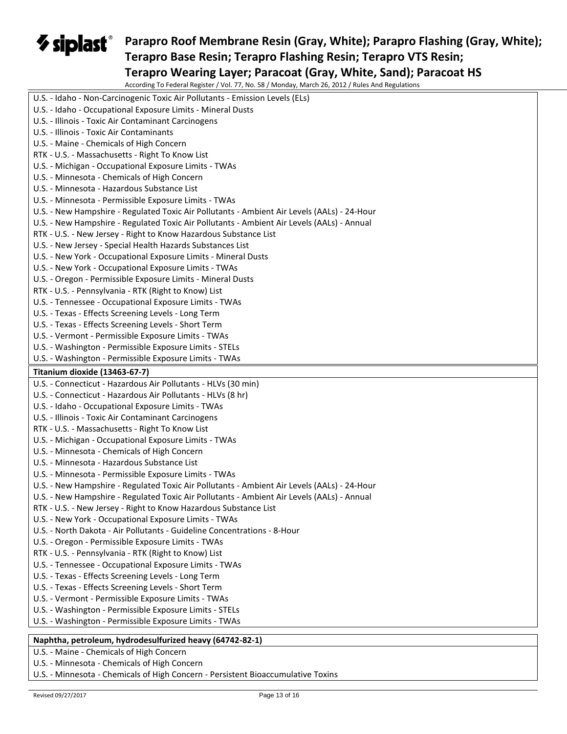U.S. - Idaho - Non-Carcinogenic Toxic Air Pollutants - Emission Levels (ELs)
U.S. - Idaho - Occupational Exposure Limits - Mineral Dusts
U.S. - Illinois - Toxic Air Contaminant Carcinogens
U.S. - Illinois - Toxic Air Contaminants
U.S. - Maine - Chemicals of High Concern
RTK - U.S. - Massachusetts - Right To Know List
U.S. - Michigan - Occupational Exposure Limits - TWAs
U.S. - Minnesota - Chemicals of High Concern
U.S. - Minnesota - Hazardous Substance List
U.S. - Minnesota - Permissible Exposure Limits - TWAs
U.S. - New Hampshire - Regulated Toxic Air Pollutants - Ambient Air Levels (AALs) - 24-Hour
U.S. - New Hampshire - Regulated Toxic Air Pollutants - Ambient Air Levels (AALs) - Annual
RTK - U.S. - New Jersey - Right to Know Hazardous Substance List
U.S. - New Jersey - Special Health Hazards Substances List
U.S. - New York - Occupational Exposure Limits - Mineral Dusts
U.S. - New York - Occupational Exposure Limits - TWAs
U.S. - Oregon - Permissible Exposure Limits - Mineral Dusts
RTK - U.S. - Pennsylvania - RTK (Right to Know) List
U.S. - Tennessee - Occupational Exposure Limits - TWAs
U.S. - Texas - Effects Screening Levels - Long Term
U.S. - Texas - Effects Screening Levels - Short Term
U.S. - Vermont - Permissible Exposure Limits - TWAs
U.S. - Washington - Permissible Exposure Limits - STELs
U.S. - Washington - Permissible Exposure Limits - TWAs

**Titanium dioxide (13463-67-7)**

U.S. - Connecticut - Hazardous Air Pollutants - HLVs (30 min)
U.S. - Connecticut - Hazardous Air Pollutants - HLVs (8 hr)
U.S. - Idaho - Occupational Exposure Limits - TWAs
U.S. - Illinois - Toxic Air Contaminant Carcinogens
RTK - U.S. - Massachusetts - Right To Know List
U.S. - Michigan - Occupational Exposure Limits - TWAs
U.S. - Minnesota - Chemicals of High Concern
U.S. - Minnesota - Hazardous Substance List
U.S. - Minnesota - Permissible Exposure Limits - TWAs
U.S. - New Hampshire - Regulated Toxic Air Pollutants - Ambient Air Levels (AALs) - 24-Hour
U.S. - New Hampshire - Regulated Toxic Air Pollutants - Ambient Air Levels (AALs) - Annual
RTK - U.S. - New Jersey - Right to Know Hazardous Substance List
U.S. - New York - Occupational Exposure Limits - TWAs
U.S. - North Dakota - Air Pollutants - Guideline Concentrations - 8-Hour
U.S. - Oregon - Permissible Exposure Limits - TWAs
RTK - U.S. - Pennsylvania - RTK (Right to Know) List
U.S. - Tennessee - Occupational Exposure Limits - TWAs
U.S. - Texas - Effects Screening Levels - Long Term
U.S. - Texas - Effects Screening Levels - Short Term
U.S. - Vermont - Permissible Exposure Limits - TWAs
U.S. - Washington - Permissible Exposure Limits - STELs
U.S. - Washington - Permissible Exposure Limits - TWAs

**Naphtha, petroleum, hydrodesulfurized heavy (64742-82-1)**

U.S. - Maine - Chemicals of High Concern
U.S. - Minnesota - Chemicals of High Concern
U.S. - Minnesota - Chemicals of High Concern - Persistent Bioaccumulative Toxins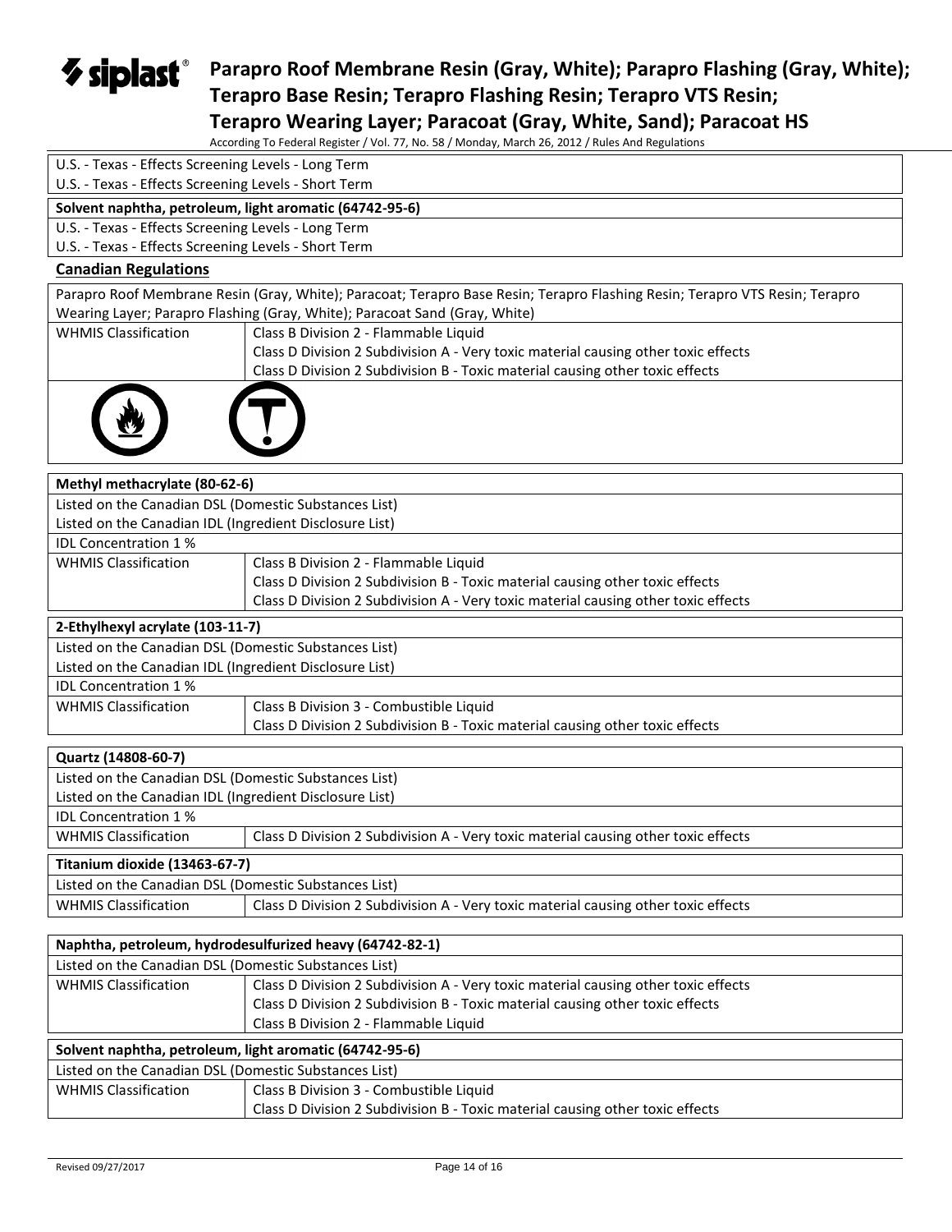| U.S. - Texas - Effects Screening Levels - Long Term |
|---|
| U.S. - Texas - Effects Screening Levels - Short Term |

| Solvent naphtha, petroleum, light aromatic (64742-95-6) |
|---|
| U.S. - Texas - Effects Screening Levels - Long Term |
| U.S. - Texas - Effects Screening Levels - Short Term |

## Canadian Regulations

| Parapro Roof Membrane Resin (Gray, White); Paracoat; Terapro Base Resin; Terapro Flashing Resin; Terapro VTS Resin; Terapro Wearing Layer; Parapro Flashing (Gray, White); Paracoat Sand (Gray, White) | |
|---|---|
| WHMIS Classification | Class B Division 2 - Flammable Liquid<br>Class D Division 2 Subdivision A - Very toxic material causing other toxic effects<br>Class D Division 2 Subdivision B - Toxic material causing other toxic effects |

| **Methyl methacrylate (80-62-6)** | |
|---|---|
| Listed on the Canadian DSL (Domestic Substances List) | |
| Listed on the Canadian IDL (Ingredient Disclosure List) | |
| IDL Concentration 1 % | |
| WHMIS Classification | Class B Division 2 - Flammable Liquid<br>Class D Division 2 Subdivision B - Toxic material causing other toxic effects<br>Class D Division 2 Subdivision A - Very toxic material causing other toxic effects |

| **2-Ethylhexyl acrylate (103-11-7)** | |
|---|---|
| Listed on the Canadian DSL (Domestic Substances List) | |
| Listed on the Canadian IDL (Ingredient Disclosure List) | |
| IDL Concentration 1 % | |
| WHMIS Classification | Class B Division 3 - Combustible Liquid<br>Class D Division 2 Subdivision B - Toxic material causing other toxic effects |

| **Quartz (14808-60-7)** | |
|---|---|
| Listed on the Canadian DSL (Domestic Substances List) | |
| Listed on the Canadian IDL (Ingredient Disclosure List) | |
| IDL Concentration 1 % | |
| WHMIS Classification | Class D Division 2 Subdivision A - Very toxic material causing other toxic effects |

| **Titanium dioxide (13463-67-7)** | |
|---|---|
| Listed on the Canadian DSL (Domestic Substances List) | |
| WHMIS Classification | Class D Division 2 Subdivision A - Very toxic material causing other toxic effects |

| **Naphtha, petroleum, hydrodesulfurized heavy (64742-82-1)** | |
|---|---|
| Listed on the Canadian DSL (Domestic Substances List) | |
| WHMIS Classification | Class D Division 2 Subdivision A - Very toxic material causing other toxic effects<br>Class D Division 2 Subdivision B - Toxic material causing other toxic effects<br>Class B Division 2 - Flammable Liquid |

| **Solvent naphtha, petroleum, light aromatic (64742-95-6)** | |
|---|---|
| Listed on the Canadian DSL (Domestic Substances List) | |
| WHMIS Classification | Class B Division 3 - Combustible Liquid<br>Class D Division 2 Subdivision B - Toxic material causing other toxic effects |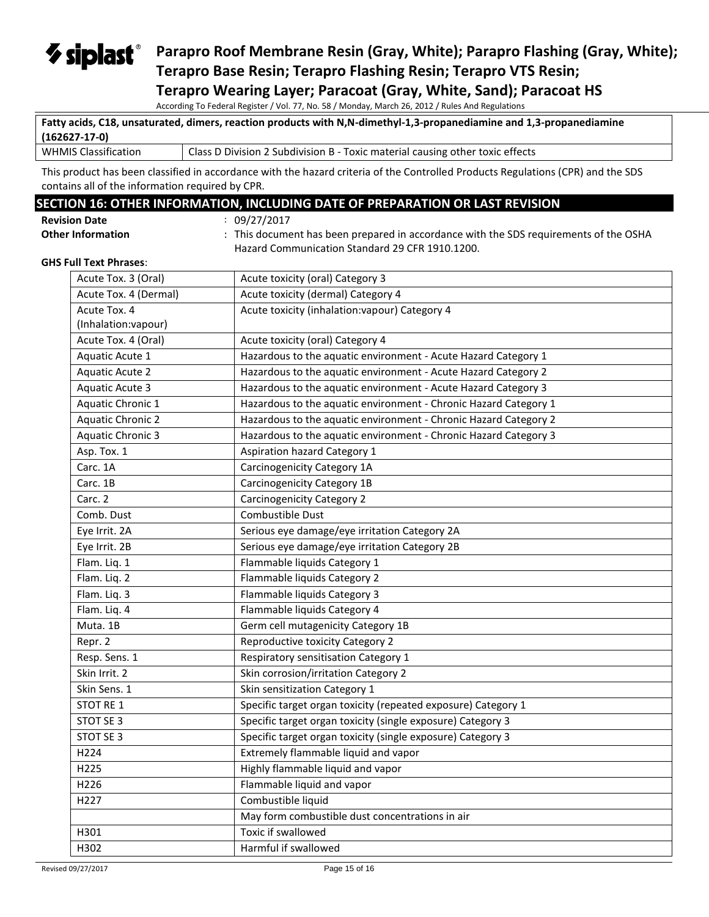| Fatty acids, C18, unsaturated, dimers, reaction products with N,N-dimethyl-1,3-propanediamine and 1,3-propanediamine (162627-17-0) | |
|---|---|
| WHMIS Classification | Class D Division 2 Subdivision B - Toxic material causing other toxic effects |

This product has been classified in accordance with the hazard criteria of the Controlled Products Regulations (CPR) and the SDS contains all of the information required by CPR.

## SECTION 16: OTHER INFORMATION, INCLUDING DATE OF PREPARATION OR LAST REVISION

**Revision Date** : 09/27/2017

**Other Information** : This document has been prepared in accordance with the SDS requirements of the OSHA Hazard Communication Standard 29 CFR 1910.1200.

**GHS Full Text Phrases**:

| | |
|---|---|
| Acute Tox. 3 (Oral) | Acute toxicity (oral) Category 3 |
| Acute Tox. 4 (Dermal) | Acute toxicity (dermal) Category 4 |
| Acute Tox. 4 (Inhalation:vapour) | Acute toxicity (inhalation:vapour) Category 4 |
| Acute Tox. 4 (Oral) | Acute toxicity (oral) Category 4 |
| Aquatic Acute 1 | Hazardous to the aquatic environment - Acute Hazard Category 1 |
| Aquatic Acute 2 | Hazardous to the aquatic environment - Acute Hazard Category 2 |
| Aquatic Acute 3 | Hazardous to the aquatic environment - Acute Hazard Category 3 |
| Aquatic Chronic 1 | Hazardous to the aquatic environment - Chronic Hazard Category 1 |
| Aquatic Chronic 2 | Hazardous to the aquatic environment - Chronic Hazard Category 2 |
| Aquatic Chronic 3 | Hazardous to the aquatic environment - Chronic Hazard Category 3 |
| Asp. Tox. 1 | Aspiration hazard Category 1 |
| Carc. 1A | Carcinogenicity Category 1A |
| Carc. 1B | Carcinogenicity Category 1B |
| Carc. 2 | Carcinogenicity Category 2 |
| Comb. Dust | Combustible Dust |
| Eye Irrit. 2A | Serious eye damage/eye irritation Category 2A |
| Eye Irrit. 2B | Serious eye damage/eye irritation Category 2B |
| Flam. Liq. 1 | Flammable liquids Category 1 |
| Flam. Liq. 2 | Flammable liquids Category 2 |
| Flam. Liq. 3 | Flammable liquids Category 3 |
| Flam. Liq. 4 | Flammable liquids Category 4 |
| Muta. 1B | Germ cell mutagenicity Category 1B |
| Repr. 2 | Reproductive toxicity Category 2 |
| Resp. Sens. 1 | Respiratory sensitisation Category 1 |
| Skin Irrit. 2 | Skin corrosion/irritation Category 2 |
| Skin Sens. 1 | Skin sensitization Category 1 |
| STOT RE 1 | Specific target organ toxicity (repeated exposure) Category 1 |
| STOT SE 3 | Specific target organ toxicity (single exposure) Category 3 |
| STOT SE 3 | Specific target organ toxicity (single exposure) Category 3 |
| H224 | Extremely flammable liquid and vapor |
| H225 | Highly flammable liquid and vapor |
| H226 | Flammable liquid and vapor |
| H227 | Combustible liquid |
| | May form combustible dust concentrations in air |
| H301 | Toxic if swallowed |
| H302 | Harmful if swallowed |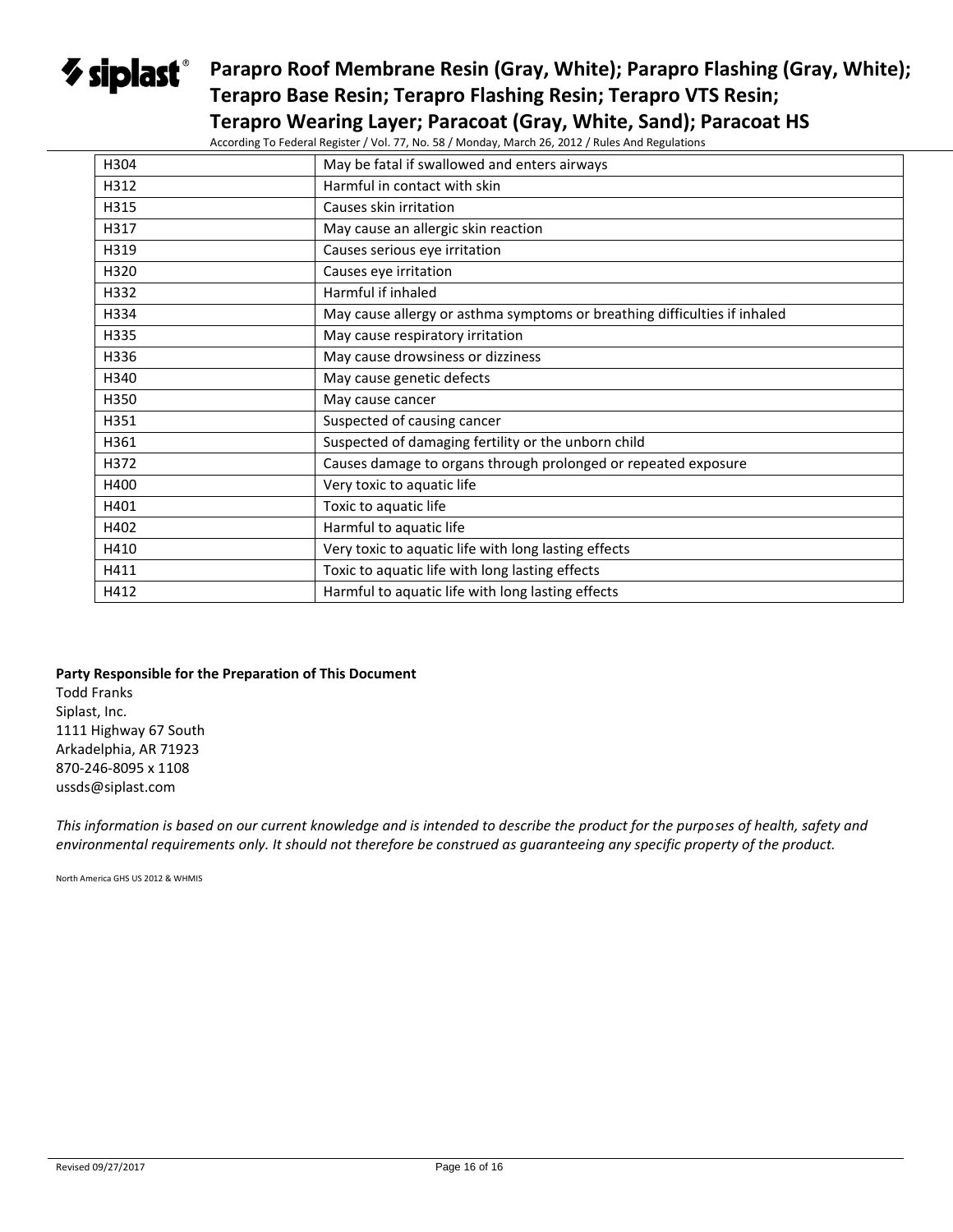| | |
|---|---|
| H304 | May be fatal if swallowed and enters airways |
| H312 | Harmful in contact with skin |
| H315 | Causes skin irritation |
| H317 | May cause an allergic skin reaction |
| H319 | Causes serious eye irritation |
| H320 | Causes eye irritation |
| H332 | Harmful if inhaled |
| H334 | May cause allergy or asthma symptoms or breathing difficulties if inhaled |
| H335 | May cause respiratory irritation |
| H336 | May cause drowsiness or dizziness |
| H340 | May cause genetic defects |
| H350 | May cause cancer |
| H351 | Suspected of causing cancer |
| H361 | Suspected of damaging fertility or the unborn child |
| H372 | Causes damage to organs through prolonged or repeated exposure |
| H400 | Very toxic to aquatic life |
| H401 | Toxic to aquatic life |
| H402 | Harmful to aquatic life |
| H410 | Very toxic to aquatic life with long lasting effects |
| H411 | Toxic to aquatic life with long lasting effects |
| H412 | Harmful to aquatic life with long lasting effects |

**Party Responsible for the Preparation of This Document**

Todd Franks
Siplast, Inc.
1111 Highway 67 South
Arkadelphia, AR 71923
870-246-8095 x 1108
ussds@siplast.com

*This information is based on our current knowledge and is intended to describe the product for the purposes of health, safety and environmental requirements only. It should not therefore be construed as guaranteeing any specific property of the product.*

North America GHS US 2012 & WHMIS